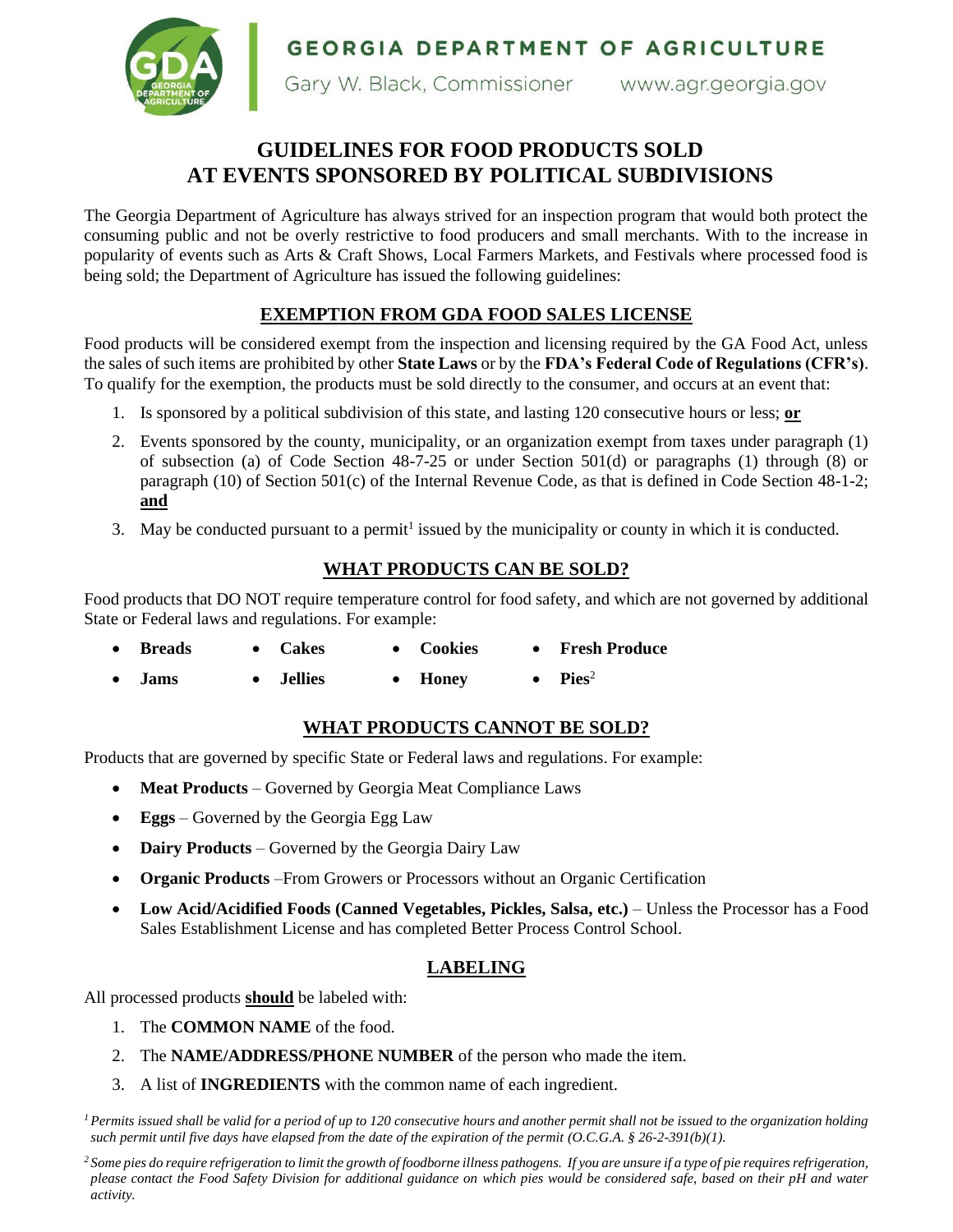GEORGIA DEPARTMENT OF AGRICULTURE

Gary W. Black, Commissioner www.agr.georgia.gov

# GUIDELINES FOR FOOD PRODUCTS SOLD AT EVENTS SPONSORED BY POLITICAL SUBDIVISIONS

The Georgia Department of Agriculture has always strived for an inspection program that would both protect the consuming public and not be overly restrictive to food producers and small merchants. With to the increase in popularity of events such as Arts & Craft Shows, Local Farmers Markets, and Festivals where processed food is being sold; the Department of Agriculture has issued the following guidelines:

## EXEMPTION FROM GDA FOOD SALES LICENSE

Food products will be considered exempt from the inspection and licensing required by the GA Food Act, unless the sales of such items are prohibited by other **State Laws** or by the **FDA's Federal Code of Regulations (CFR's)**. To qualify for the exemption, the products must be sold directly to the consumer, and occurs at an event that:

1. Is sponsored by a political subdivision of this state, and lasting 120 consecutive hours or less; **or**
2. Events sponsored by the county, municipality, or an organization exempt from taxes under paragraph (1) of subsection (a) of Code Section 48-7-25 or under Section 501(d) or paragraphs (1) through (8) or paragraph (10) of Section 501(c) of the Internal Revenue Code, as that is defined in Code Section 48-1-2; **and**
3. May be conducted pursuant to a permit[1] issued by the municipality or county in which it is conducted.

## WHAT PRODUCTS CAN BE SOLD?

Food products that DO NOT require temperature control for food safety, and which are not governed by additional State or Federal laws and regulations. For example:

- **Breads**
- **Cakes**
- **Cookies**
- **Fresh Produce**
- **Jams**
- **Jellies**
- **Honey**
- **Pies**[2]

## WHAT PRODUCTS CANNOT BE SOLD?

Products that are governed by specific State or Federal laws and regulations. For example:

- **Meat Products** – Governed by Georgia Meat Compliance Laws
- **Eggs** – Governed by the Georgia Egg Law
- **Dairy Products** – Governed by the Georgia Dairy Law
- **Organic Products** –From Growers or Processors without an Organic Certification
- **Low Acid/Acidified Foods (Canned Vegetables, Pickles, Salsa, etc.)** – Unless the Processor has a Food Sales Establishment License and has completed Better Process Control School.

## LABELING

All processed products **should** be labeled with:

1. The **COMMON NAME** of the food.
2. The **NAME/ADDRESS/PHONE NUMBER** of the person who made the item.
3. A list of **INGREDIENTS** with the common name of each ingredient.

*[1] Permits issued shall be valid for a period of up to 120 consecutive hours and another permit shall not be issued to the organization holding such permit until five days have elapsed from the date of the expiration of the permit (O.C.G.A. § 26-2-391(b)(1).*

*[2] Some pies do require refrigeration to limit the growth of foodborne illness pathogens. If you are unsure if a type of pie requires refrigeration, please contact the Food Safety Division for additional guidance on which pies would be considered safe, based on their pH and water activity.*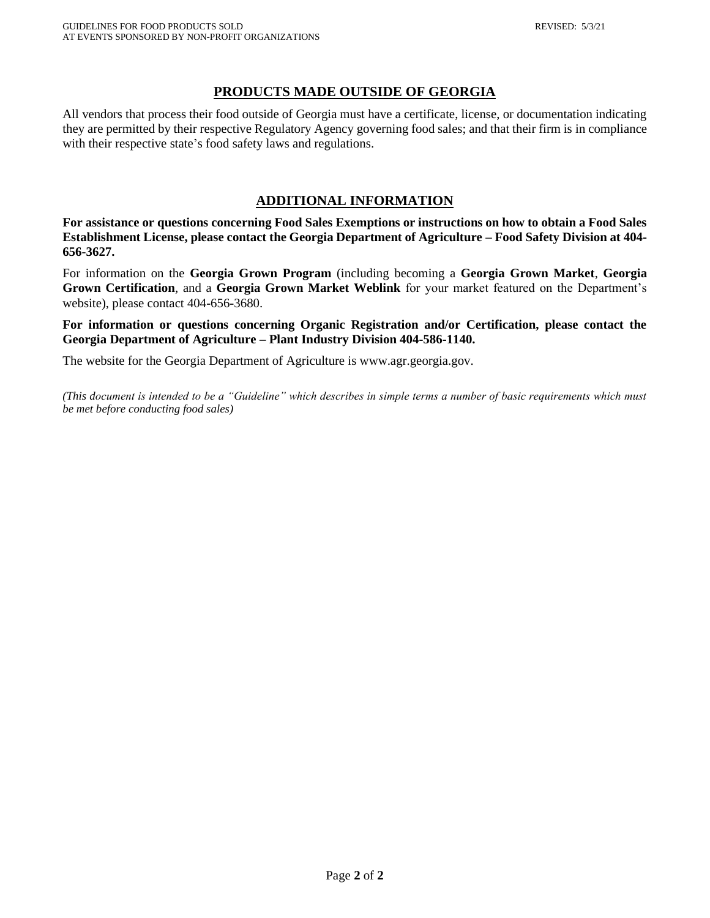## PRODUCTS MADE OUTSIDE OF GEORGIA

All vendors that process their food outside of Georgia must have a certificate, license, or documentation indicating they are permitted by their respective Regulatory Agency governing food sales; and that their firm is in compliance with their respective state's food safety laws and regulations.

## ADDITIONAL INFORMATION

**For assistance or questions concerning Food Sales Exemptions or instructions on how to obtain a Food Sales Establishment License, please contact the Georgia Department of Agriculture – Food Safety Division at 404-656-3627.**

For information on the **Georgia Grown Program** (including becoming a **Georgia Grown Market**, **Georgia Grown Certification**, and a **Georgia Grown Market Weblink** for your market featured on the Department's website), please contact 404-656-3680.

**For information or questions concerning Organic Registration and/or Certification, please contact the Georgia Department of Agriculture – Plant Industry Division 404-586-1140.**

The website for the Georgia Department of Agriculture is www.agr.georgia.gov.

*(This document is intended to be a "Guideline" which describes in simple terms a number of basic requirements which must be met before conducting food sales)*